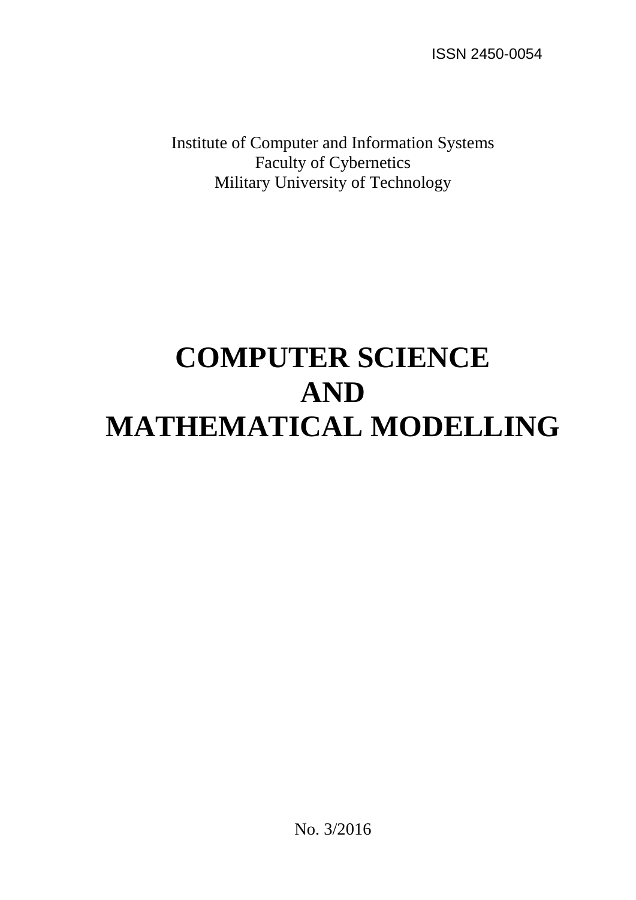ISSN 2450-0054

Institute of Computer and Information Systems
Faculty of Cybernetics
Military University of Technology

# COMPUTER SCIENCE AND MATHEMATICAL MODELLING

No. 3/2016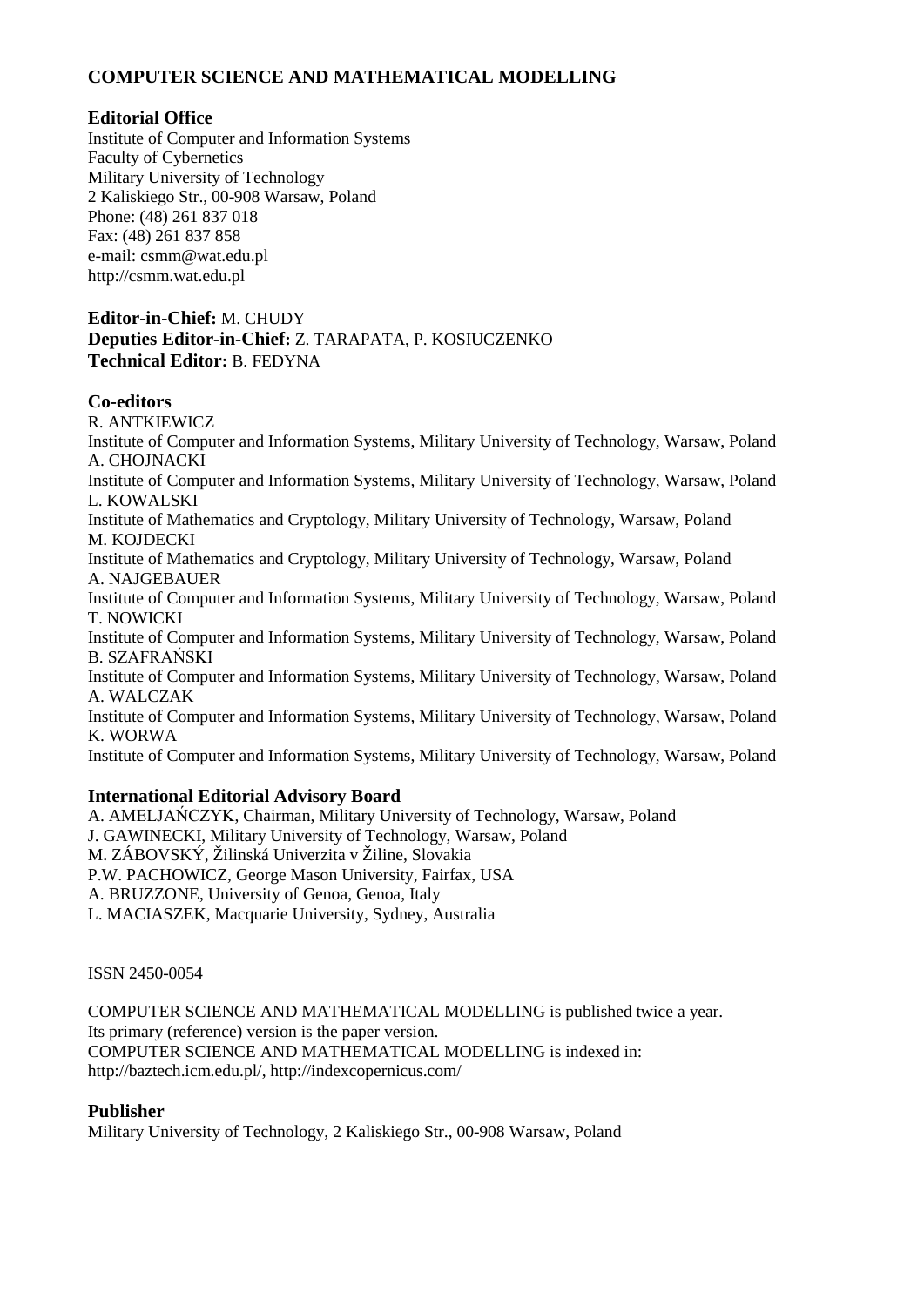# COMPUTER SCIENCE AND MATHEMATICAL MODELLING

## Editorial Office

Institute of Computer and Information Systems
Faculty of Cybernetics
Military University of Technology
2 Kaliskiego Str., 00-908 Warsaw, Poland
Phone: (48) 261 837 018
Fax: (48) 261 837 858
e-mail: csmm@wat.edu.pl
http://csmm.wat.edu.pl

**Editor-in-Chief:** M. CHUDY
**Deputies Editor-in-Chief:** Z. TARAPATA, P. KOSIUCZENKO
**Technical Editor:** B. FEDYNA

## Co-editors

R. ANTKIEWICZ
Institute of Computer and Information Systems, Military University of Technology, Warsaw, Poland
A. CHOJNACKI
Institute of Computer and Information Systems, Military University of Technology, Warsaw, Poland
L. KOWALSKI
Institute of Mathematics and Cryptology, Military University of Technology, Warsaw, Poland
M. KOJDECKI
Institute of Mathematics and Cryptology, Military University of Technology, Warsaw, Poland
A. NAJGEBAUER
Institute of Computer and Information Systems, Military University of Technology, Warsaw, Poland
T. NOWICKI
Institute of Computer and Information Systems, Military University of Technology, Warsaw, Poland
B. SZAFRAŃSKI
Institute of Computer and Information Systems, Military University of Technology, Warsaw, Poland
A. WALCZAK
Institute of Computer and Information Systems, Military University of Technology, Warsaw, Poland
K. WORWA
Institute of Computer and Information Systems, Military University of Technology, Warsaw, Poland

## International Editorial Advisory Board

A. AMELJAŃCZYK, Chairman, Military University of Technology, Warsaw, Poland
J. GAWINECKI, Military University of Technology, Warsaw, Poland
M. ZÁBOVSKÝ, Žilinská Univerzita v Žiline, Slovakia
P.W. PACHOWICZ, George Mason University, Fairfax, USA
A. BRUZZONE, University of Genoa, Genoa, Italy
L. MACIASZEK, Macquarie University, Sydney, Australia

ISSN 2450-0054

COMPUTER SCIENCE AND MATHEMATICAL MODELLING is published twice a year.
Its primary (reference) version is the paper version.
COMPUTER SCIENCE AND MATHEMATICAL MODELLING is indexed in:
http://baztech.icm.edu.pl/, http://indexcopernicus.com/

## Publisher

Military University of Technology, 2 Kaliskiego Str., 00-908 Warsaw, Poland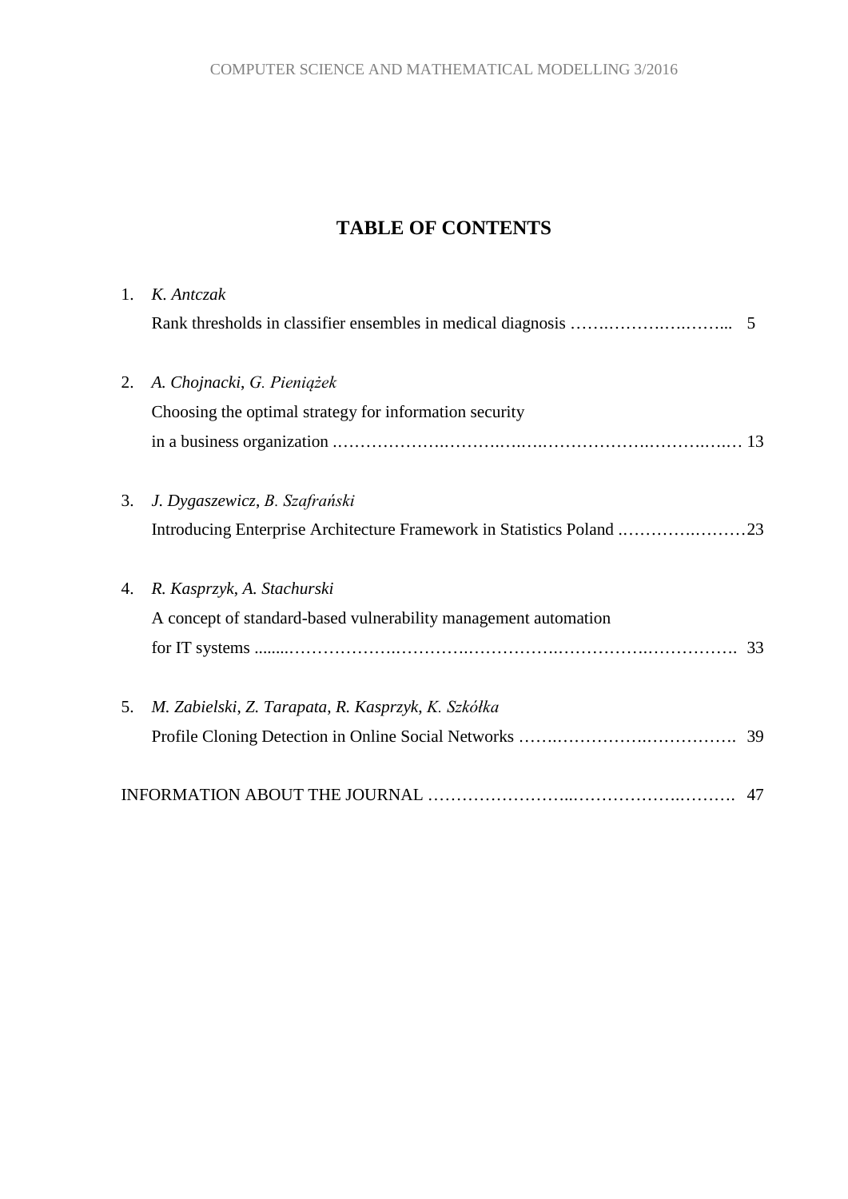# TABLE OF CONTENTS

1. *K. Antczak*
   Rank thresholds in classifier ensembles in medical diagnosis ……..……….…….... 5

2. *A. Chojnacki*, *G. Pieniążek*
   Choosing the optimal strategy for information security
   in a business organization .……………….……….….….……………..……….….… 13

3. *J. Dygaszewicz*, *B. Szafrański*
   Introducing Enterprise Architecture Framework in Statistics Poland .……….………23

4. *R. Kasprzyk*, *A. Stachurski*
   A concept of standard-based vulnerability management automation
   for IT systems ........……………….………….…………….…………….……………. 33

5. *M. Zabielski*, *Z. Tarapata*, *R. Kasprzyk*, *K. Szkółka*
   Profile Cloning Detection in Online Social Networks …….……………….……………. 39

INFORMATION ABOUT THE JOURNAL …………………...……………..………. 47